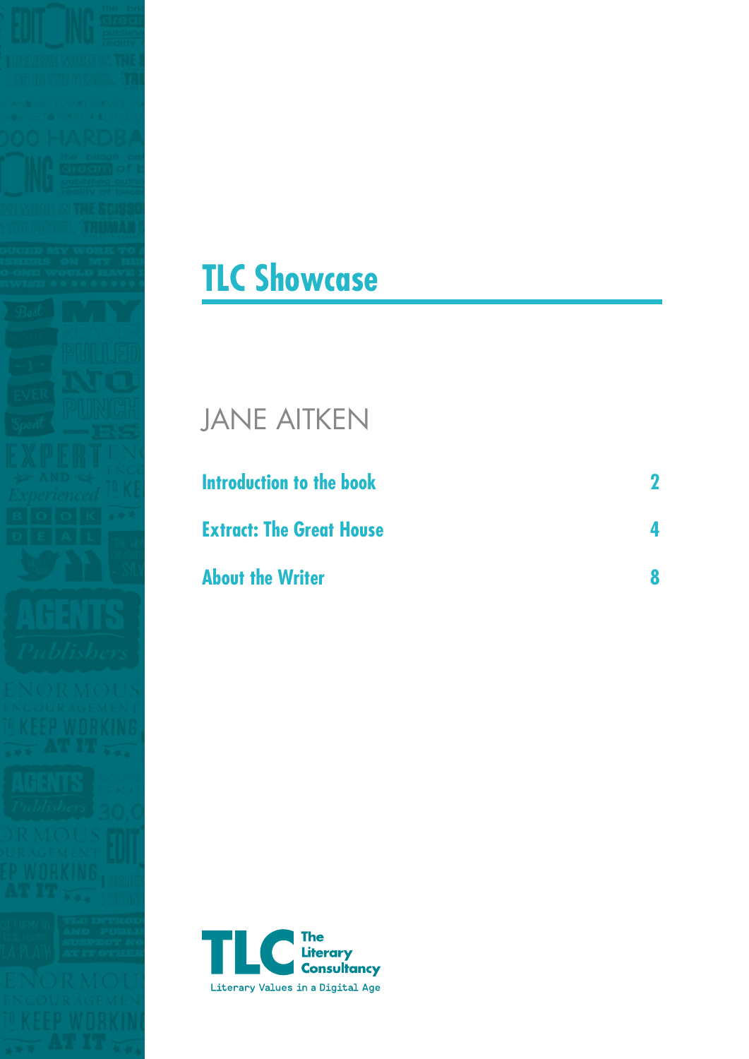# TLC Showcase

## JANE AITKEN

| | |
|---|---|
| **Introduction to the book** | **2** |
| **Extract: The Great House** | **4** |
| **About the Writer** | **8** |

The Literary Consultancy

Literary Values in a Digital Age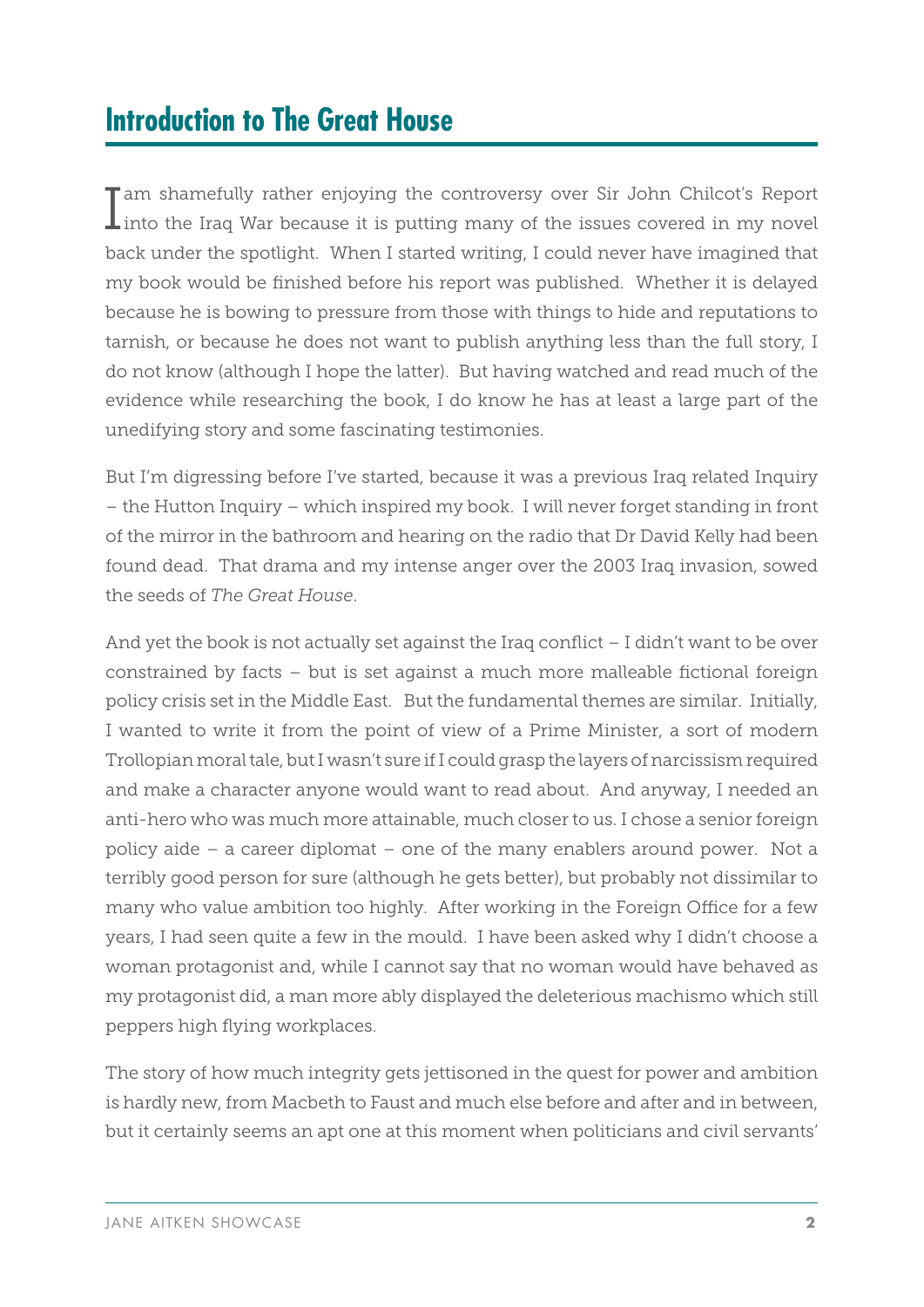## Introduction to The Great House

I am shamefully rather enjoying the controversy over Sir John Chilcot's Report into the Iraq War because it is putting many of the issues covered in my novel back under the spotlight. When I started writing, I could never have imagined that my book would be finished before his report was published. Whether it is delayed because he is bowing to pressure from those with things to hide and reputations to tarnish, or because he does not want to publish anything less than the full story, I do not know (although I hope the latter). But having watched and read much of the evidence while researching the book, I do know he has at least a large part of the unedifying story and some fascinating testimonies.

But I'm digressing before I've started, because it was a previous Iraq related Inquiry – the Hutton Inquiry – which inspired my book. I will never forget standing in front of the mirror in the bathroom and hearing on the radio that Dr David Kelly had been found dead. That drama and my intense anger over the 2003 Iraq invasion, sowed the seeds of *The Great House*.

And yet the book is not actually set against the Iraq conflict – I didn't want to be over constrained by facts – but is set against a much more malleable fictional foreign policy crisis set in the Middle East. But the fundamental themes are similar. Initially, I wanted to write it from the point of view of a Prime Minister, a sort of modern Trollopian moral tale, but I wasn't sure if I could grasp the layers of narcissism required and make a character anyone would want to read about. And anyway, I needed an anti-hero who was much more attainable, much closer to us. I chose a senior foreign policy aide – a career diplomat – one of the many enablers around power. Not a terribly good person for sure (although he gets better), but probably not dissimilar to many who value ambition too highly. After working in the Foreign Office for a few years, I had seen quite a few in the mould. I have been asked why I didn't choose a woman protagonist and, while I cannot say that no woman would have behaved as my protagonist did, a man more ably displayed the deleterious machismo which still peppers high flying workplaces.

The story of how much integrity gets jettisoned in the quest for power and ambition is hardly new, from Macbeth to Faust and much else before and after and in between, but it certainly seems an apt one at this moment when politicians and civil servants'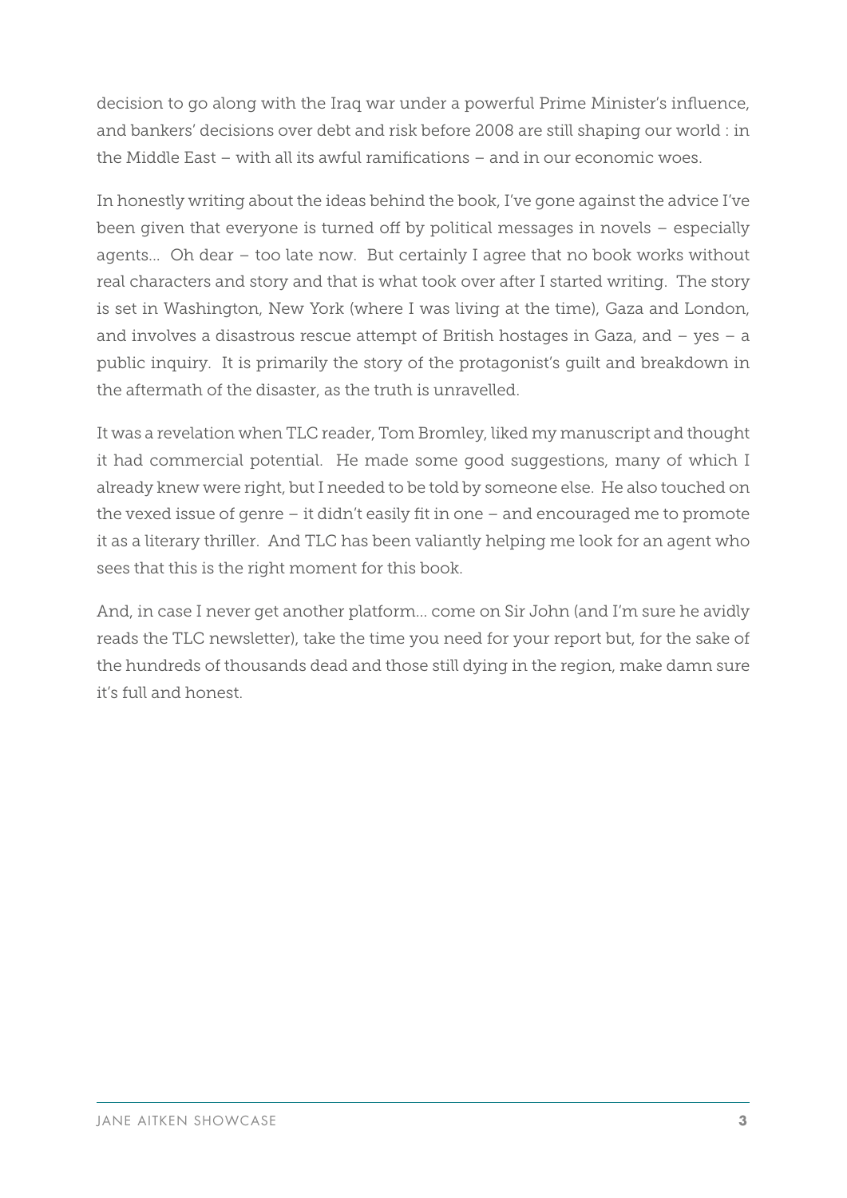decision to go along with the Iraq war under a powerful Prime Minister's influence, and bankers' decisions over debt and risk before 2008 are still shaping our world : in the Middle East – with all its awful ramifications – and in our economic woes.

In honestly writing about the ideas behind the book, I've gone against the advice I've been given that everyone is turned off by political messages in novels – especially agents... Oh dear – too late now. But certainly I agree that no book works without real characters and story and that is what took over after I started writing. The story is set in Washington, New York (where I was living at the time), Gaza and London, and involves a disastrous rescue attempt of British hostages in Gaza, and – yes – a public inquiry. It is primarily the story of the protagonist's guilt and breakdown in the aftermath of the disaster, as the truth is unravelled.

It was a revelation when TLC reader, Tom Bromley, liked my manuscript and thought it had commercial potential. He made some good suggestions, many of which I already knew were right, but I needed to be told by someone else. He also touched on the vexed issue of genre – it didn't easily fit in one – and encouraged me to promote it as a literary thriller. And TLC has been valiantly helping me look for an agent who sees that this is the right moment for this book.

And, in case I never get another platform... come on Sir John (and I'm sure he avidly reads the TLC newsletter), take the time you need for your report but, for the sake of the hundreds of thousands dead and those still dying in the region, make damn sure it's full and honest.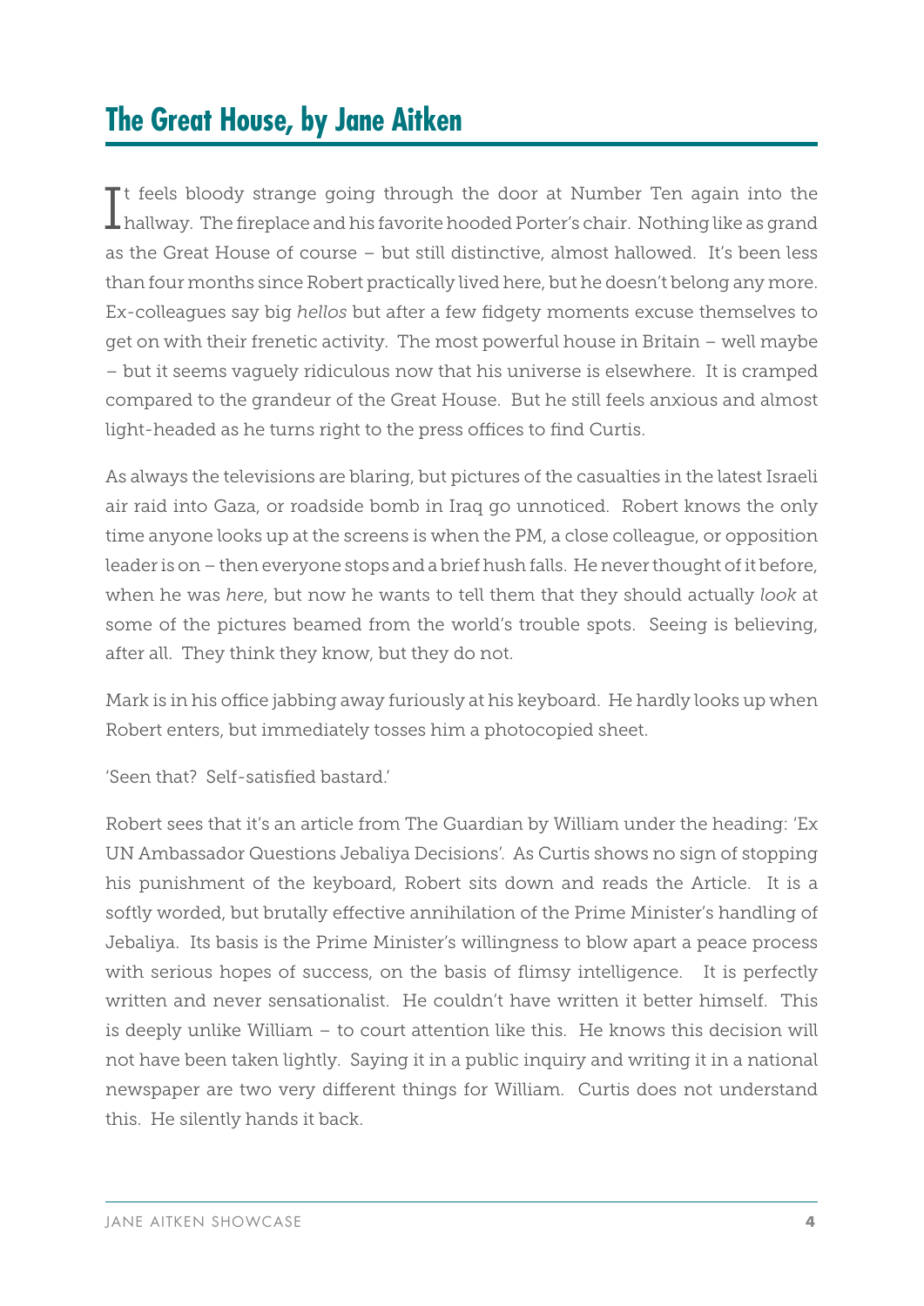## The Great House, by Jane Aitken

It feels bloody strange going through the door at Number Ten again into the hallway. The fireplace and his favorite hooded Porter's chair. Nothing like as grand as the Great House of course – but still distinctive, almost hallowed. It's been less than four months since Robert practically lived here, but he doesn't belong any more. Ex-colleagues say big *hellos* but after a few fidgety moments excuse themselves to get on with their frenetic activity. The most powerful house in Britain – well maybe – but it seems vaguely ridiculous now that his universe is elsewhere. It is cramped compared to the grandeur of the Great House. But he still feels anxious and almost light-headed as he turns right to the press offices to find Curtis.

As always the televisions are blaring, but pictures of the casualties in the latest Israeli air raid into Gaza, or roadside bomb in Iraq go unnoticed. Robert knows the only time anyone looks up at the screens is when the PM, a close colleague, or opposition leader is on – then everyone stops and a brief hush falls. He never thought of it before, when he was *here*, but now he wants to tell them that they should actually *look* at some of the pictures beamed from the world's trouble spots. Seeing is believing, after all. They think they know, but they do not.

Mark is in his office jabbing away furiously at his keyboard. He hardly looks up when Robert enters, but immediately tosses him a photocopied sheet.

'Seen that? Self-satisfied bastard.'

Robert sees that it's an article from The Guardian by William under the heading: 'Ex UN Ambassador Questions Jebaliya Decisions'. As Curtis shows no sign of stopping his punishment of the keyboard, Robert sits down and reads the Article. It is a softly worded, but brutally effective annihilation of the Prime Minister's handling of Jebaliya. Its basis is the Prime Minister's willingness to blow apart a peace process with serious hopes of success, on the basis of flimsy intelligence. It is perfectly written and never sensationalist. He couldn't have written it better himself. This is deeply unlike William – to court attention like this. He knows this decision will not have been taken lightly. Saying it in a public inquiry and writing it in a national newspaper are two very different things for William. Curtis does not understand this. He silently hands it back.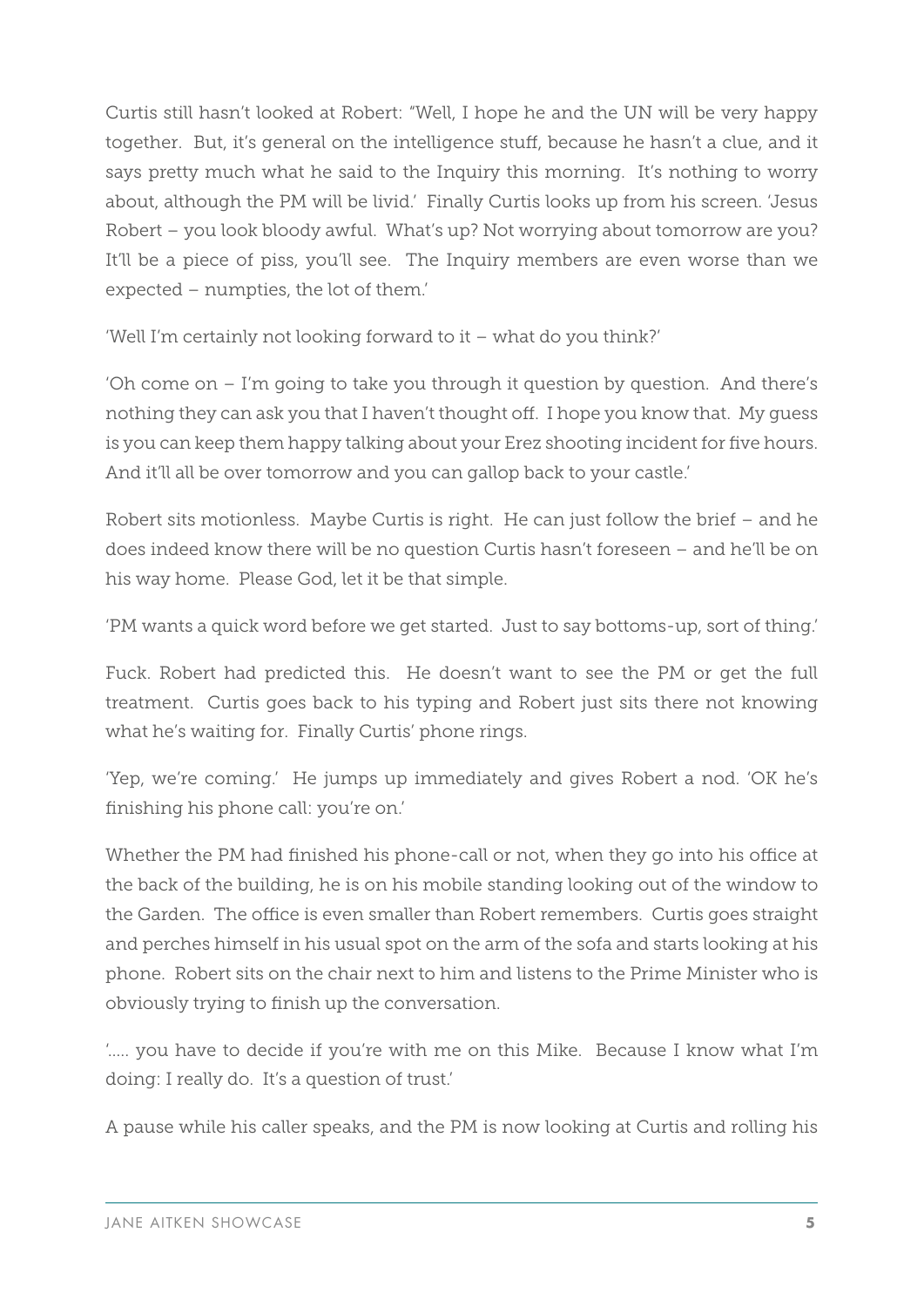Curtis still hasn't looked at Robert: "Well, I hope he and the UN will be very happy together. But, it's general on the intelligence stuff, because he hasn't a clue, and it says pretty much what he said to the Inquiry this morning. It's nothing to worry about, although the PM will be livid.' Finally Curtis looks up from his screen. 'Jesus Robert – you look bloody awful. What's up? Not worrying about tomorrow are you? It'll be a piece of piss, you'll see. The Inquiry members are even worse than we expected – numpties, the lot of them.'

'Well I'm certainly not looking forward to it – what do you think?'

'Oh come on – I'm going to take you through it question by question. And there's nothing they can ask you that I haven't thought off. I hope you know that. My guess is you can keep them happy talking about your Erez shooting incident for five hours. And it'll all be over tomorrow and you can gallop back to your castle.'

Robert sits motionless. Maybe Curtis is right. He can just follow the brief – and he does indeed know there will be no question Curtis hasn't foreseen – and he'll be on his way home. Please God, let it be that simple.

'PM wants a quick word before we get started. Just to say bottoms-up, sort of thing.'

Fuck. Robert had predicted this. He doesn't want to see the PM or get the full treatment. Curtis goes back to his typing and Robert just sits there not knowing what he's waiting for. Finally Curtis' phone rings.

'Yep, we're coming.' He jumps up immediately and gives Robert a nod. 'OK he's finishing his phone call: you're on.'

Whether the PM had finished his phone-call or not, when they go into his office at the back of the building, he is on his mobile standing looking out of the window to the Garden. The office is even smaller than Robert remembers. Curtis goes straight and perches himself in his usual spot on the arm of the sofa and starts looking at his phone. Robert sits on the chair next to him and listens to the Prime Minister who is obviously trying to finish up the conversation.

'..... you have to decide if you're with me on this Mike. Because I know what I'm doing: I really do. It's a question of trust.'

A pause while his caller speaks, and the PM is now looking at Curtis and rolling his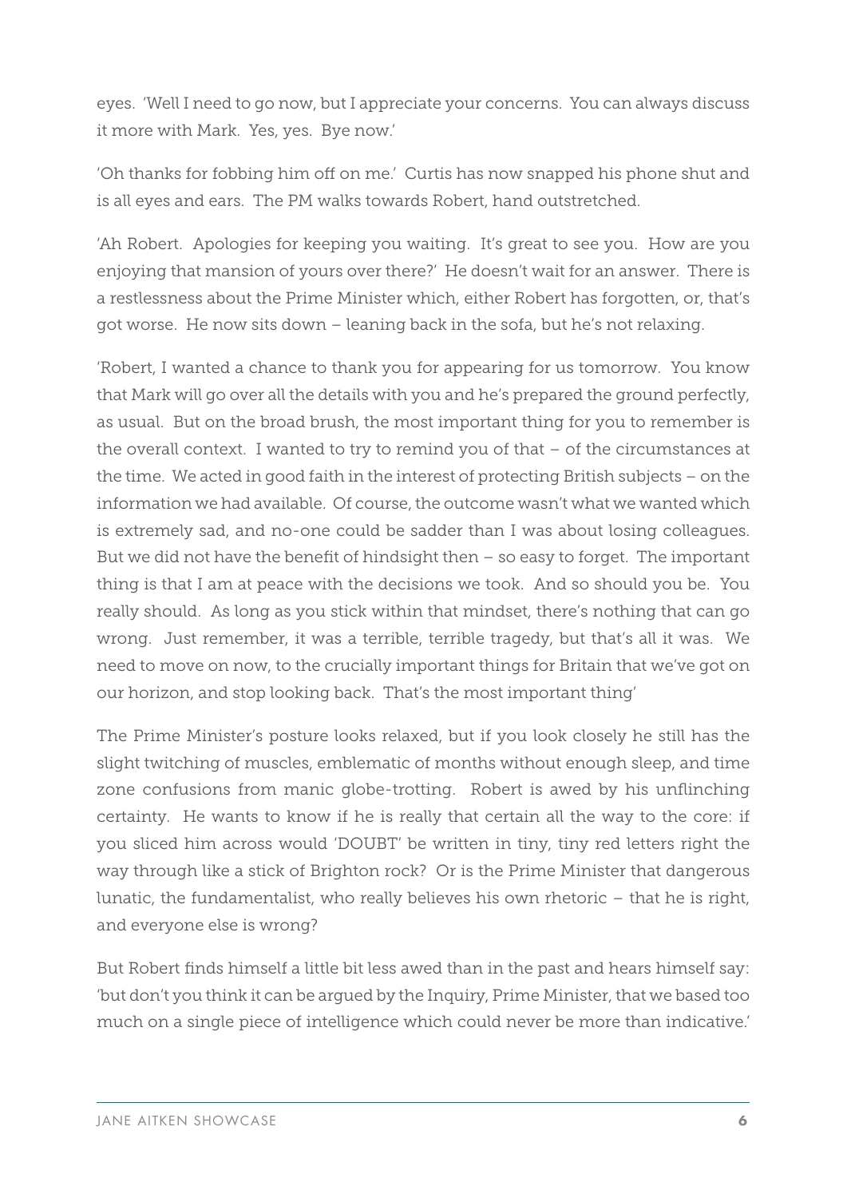eyes. 'Well I need to go now, but I appreciate your concerns. You can always discuss it more with Mark. Yes, yes. Bye now.'

'Oh thanks for fobbing him off on me.' Curtis has now snapped his phone shut and is all eyes and ears. The PM walks towards Robert, hand outstretched.

'Ah Robert. Apologies for keeping you waiting. It's great to see you. How are you enjoying that mansion of yours over there?' He doesn't wait for an answer. There is a restlessness about the Prime Minister which, either Robert has forgotten, or, that's got worse. He now sits down – leaning back in the sofa, but he's not relaxing.

'Robert, I wanted a chance to thank you for appearing for us tomorrow. You know that Mark will go over all the details with you and he's prepared the ground perfectly, as usual. But on the broad brush, the most important thing for you to remember is the overall context. I wanted to try to remind you of that – of the circumstances at the time. We acted in good faith in the interest of protecting British subjects – on the information we had available. Of course, the outcome wasn't what we wanted which is extremely sad, and no-one could be sadder than I was about losing colleagues. But we did not have the benefit of hindsight then – so easy to forget. The important thing is that I am at peace with the decisions we took. And so should you be. You really should. As long as you stick within that mindset, there's nothing that can go wrong. Just remember, it was a terrible, terrible tragedy, but that's all it was. We need to move on now, to the crucially important things for Britain that we've got on our horizon, and stop looking back. That's the most important thing'

The Prime Minister's posture looks relaxed, but if you look closely he still has the slight twitching of muscles, emblematic of months without enough sleep, and time zone confusions from manic globe-trotting. Robert is awed by his unflinching certainty. He wants to know if he is really that certain all the way to the core: if you sliced him across would 'DOUBT' be written in tiny, tiny red letters right the way through like a stick of Brighton rock? Or is the Prime Minister that dangerous lunatic, the fundamentalist, who really believes his own rhetoric – that he is right, and everyone else is wrong?

But Robert finds himself a little bit less awed than in the past and hears himself say: 'but don't you think it can be argued by the Inquiry, Prime Minister, that we based too much on a single piece of intelligence which could never be more than indicative.'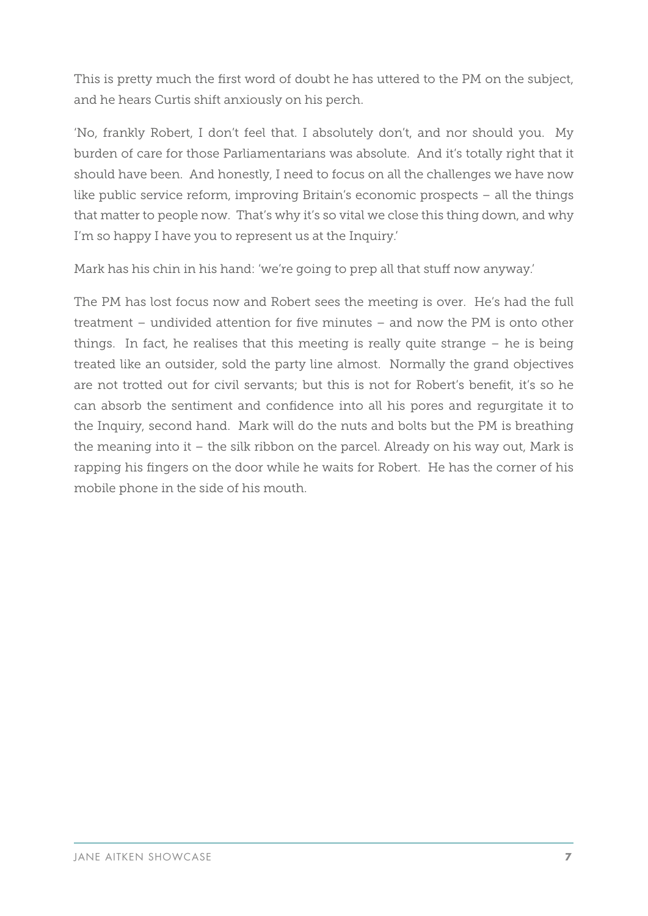This is pretty much the first word of doubt he has uttered to the PM on the subject, and he hears Curtis shift anxiously on his perch.

'No, frankly Robert, I don't feel that. I absolutely don't, and nor should you. My burden of care for those Parliamentarians was absolute. And it's totally right that it should have been. And honestly, I need to focus on all the challenges we have now like public service reform, improving Britain's economic prospects – all the things that matter to people now. That's why it's so vital we close this thing down, and why I'm so happy I have you to represent us at the Inquiry.'

Mark has his chin in his hand: 'we're going to prep all that stuff now anyway.'

The PM has lost focus now and Robert sees the meeting is over. He's had the full treatment – undivided attention for five minutes – and now the PM is onto other things. In fact, he realises that this meeting is really quite strange – he is being treated like an outsider, sold the party line almost. Normally the grand objectives are not trotted out for civil servants; but this is not for Robert's benefit, it's so he can absorb the sentiment and confidence into all his pores and regurgitate it to the Inquiry, second hand. Mark will do the nuts and bolts but the PM is breathing the meaning into it – the silk ribbon on the parcel. Already on his way out, Mark is rapping his fingers on the door while he waits for Robert. He has the corner of his mobile phone in the side of his mouth.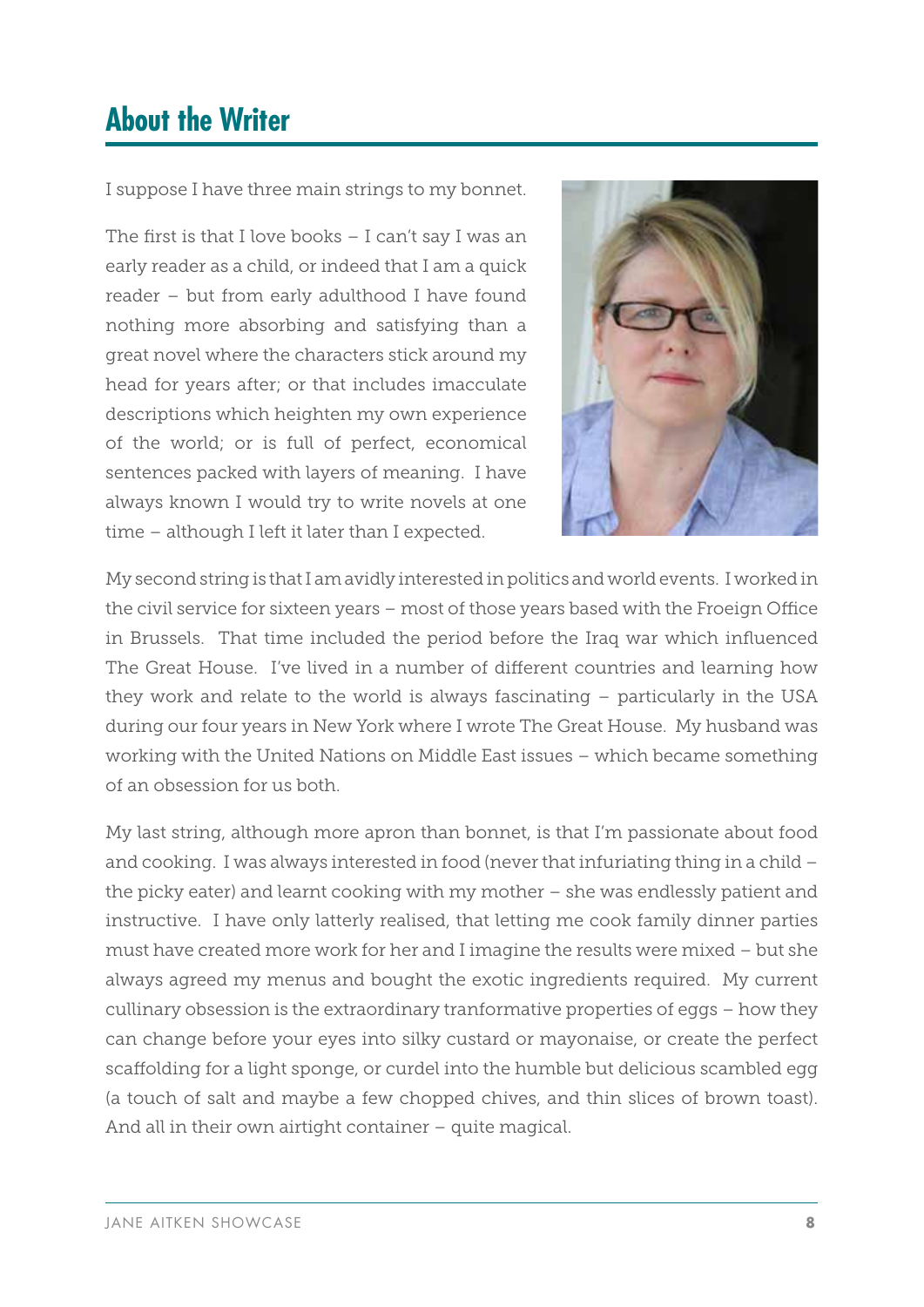## About the Writer

I suppose I have three main strings to my bonnet.

The first is that I love books – I can't say I was an early reader as a child, or indeed that I am a quick reader – but from early adulthood I have found nothing more absorbing and satisfying than a great novel where the characters stick around my head for years after; or that includes imacculate descriptions which heighten my own experience of the world; or is full of perfect, economical sentences packed with layers of meaning. I have always known I would try to write novels at one time – although I left it later than I expected.

My second string is that I am avidly interested in politics and world events. I worked in the civil service for sixteen years – most of those years based with the Froeign Office in Brussels. That time included the period before the Iraq war which influenced The Great House. I've lived in a number of different countries and learning how they work and relate to the world is always fascinating – particularly in the USA during our four years in New York where I wrote The Great House. My husband was working with the United Nations on Middle East issues – which became something of an obsession for us both.

My last string, although more apron than bonnet, is that I'm passionate about food and cooking. I was always interested in food (never that infuriating thing in a child – the picky eater) and learnt cooking with my mother – she was endlessly patient and instructive. I have only latterly realised, that letting me cook family dinner parties must have created more work for her and I imagine the results were mixed – but she always agreed my menus and bought the exotic ingredients required. My current cullinary obsession is the extraordinary tranformative properties of eggs – how they can change before your eyes into silky custard or mayonaise, or create the perfect scaffolding for a light sponge, or curdel into the humble but delicious scambled egg (a touch of salt and maybe a few chopped chives, and thin slices of brown toast). And all in their own airtight container – quite magical.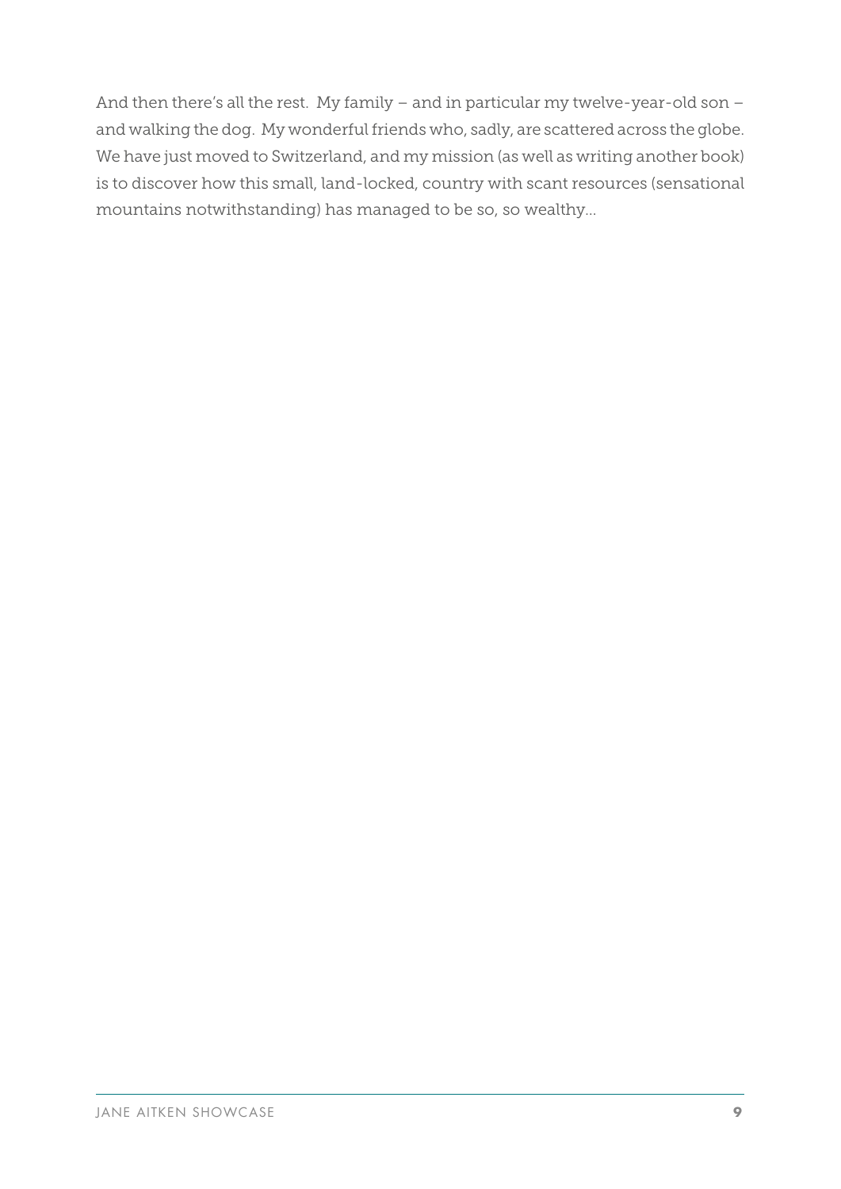And then there's all the rest. My family – and in particular my twelve-year-old son – and walking the dog. My wonderful friends who, sadly, are scattered across the globe. We have just moved to Switzerland, and my mission (as well as writing another book) is to discover how this small, land-locked, country with scant resources (sensational mountains notwithstanding) has managed to be so, so wealthy...